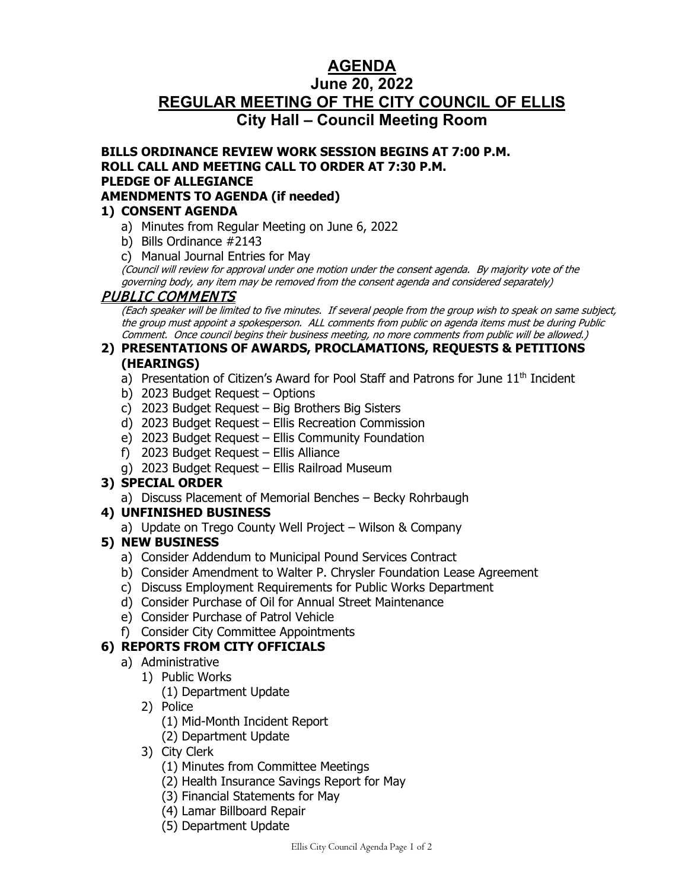# AGENDA

## June 20, 2022

## REGULAR MEETING OF THE CITY COUNCIL OF ELLIS

## City Hall – Council Meeting Room

**BILLS ORDINANCE REVIEW WORK SESSION BEGINS AT 7:00 P.M.**
**ROLL CALL AND MEETING CALL TO ORDER AT 7:30 P.M.**
**PLEDGE OF ALLEGIANCE**
**AMENDMENTS TO AGENDA (if needed)**

**1) CONSENT AGENDA**

a) Minutes from Regular Meeting on June 6, 2022
b) Bills Ordinance #2143
c) Manual Journal Entries for May

*(Council will review for approval under one motion under the consent agenda. By majority vote of the governing body, any item may be removed from the consent agenda and considered separately)*

**PUBLIC COMMENTS**

*(Each speaker will be limited to five minutes. If several people from the group wish to speak on same subject, the group must appoint a spokesperson. ALL comments from public on agenda items must be during Public Comment. Once council begins their business meeting, no more comments from public will be allowed.)*

**2) PRESENTATIONS OF AWARDS, PROCLAMATIONS, REQUESTS & PETITIONS (HEARINGS)**

a) Presentation of Citizen's Award for Pool Staff and Patrons for June 11th Incident
b) 2023 Budget Request – Options
c) 2023 Budget Request – Big Brothers Big Sisters
d) 2023 Budget Request – Ellis Recreation Commission
e) 2023 Budget Request – Ellis Community Foundation
f) 2023 Budget Request – Ellis Alliance
g) 2023 Budget Request – Ellis Railroad Museum

**3) SPECIAL ORDER**

a) Discuss Placement of Memorial Benches – Becky Rohrbaugh

**4) UNFINISHED BUSINESS**

a) Update on Trego County Well Project – Wilson & Company

**5) NEW BUSINESS**

a) Consider Addendum to Municipal Pound Services Contract
b) Consider Amendment to Walter P. Chrysler Foundation Lease Agreement
c) Discuss Employment Requirements for Public Works Department
d) Consider Purchase of Oil for Annual Street Maintenance
e) Consider Purchase of Patrol Vehicle
f) Consider City Committee Appointments

**6) REPORTS FROM CITY OFFICIALS**

a) Administrative
   1) Public Works
      (1) Department Update
   2) Police
      (1) Mid-Month Incident Report
      (2) Department Update
   3) City Clerk
      (1) Minutes from Committee Meetings
      (2) Health Insurance Savings Report for May
      (3) Financial Statements for May
      (4) Lamar Billboard Repair
      (5) Department Update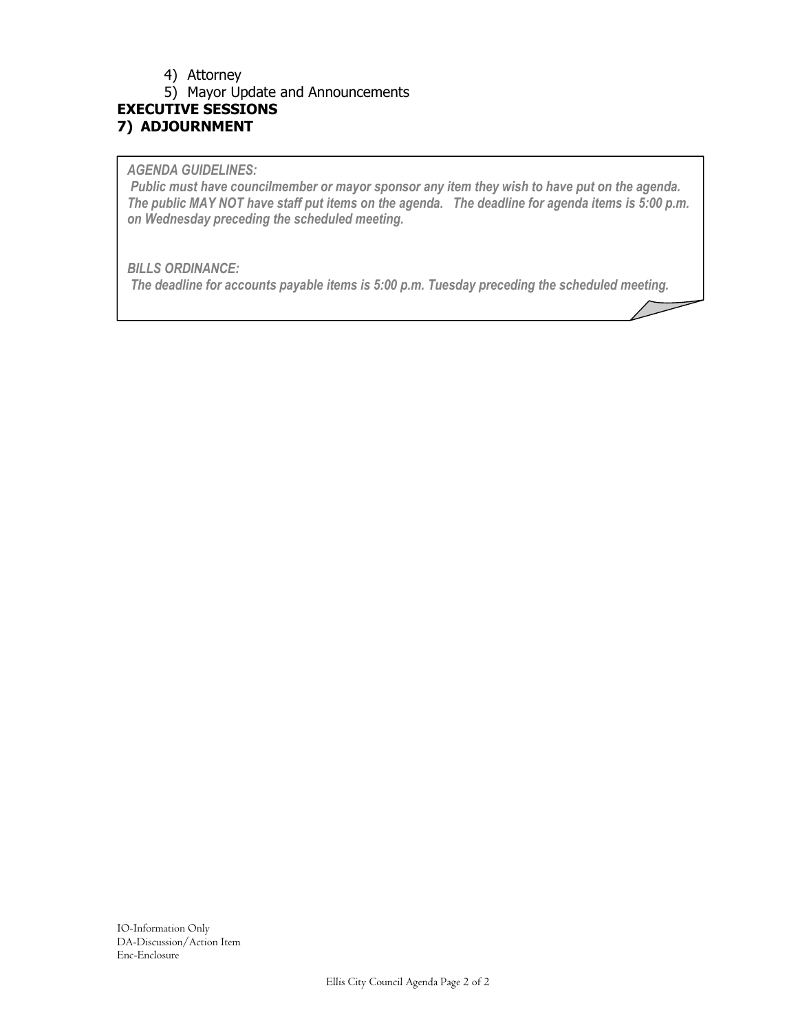4) Attorney
5) Mayor Update and Announcements

**EXECUTIVE SESSIONS**

**7) ADJOURNMENT**

***AGENDA GUIDELINES:***

***Public must have councilmember or mayor sponsor any item they wish to have put on the agenda. The public MAY NOT have staff put items on the agenda. The deadline for agenda items is 5:00 p.m. on Wednesday preceding the scheduled meeting.***

***BILLS ORDINANCE:***

***The deadline for accounts payable items is 5:00 p.m. Tuesday preceding the scheduled meeting.***

IO-Information Only
DA-Discussion/Action Item
Enc-Enclosure